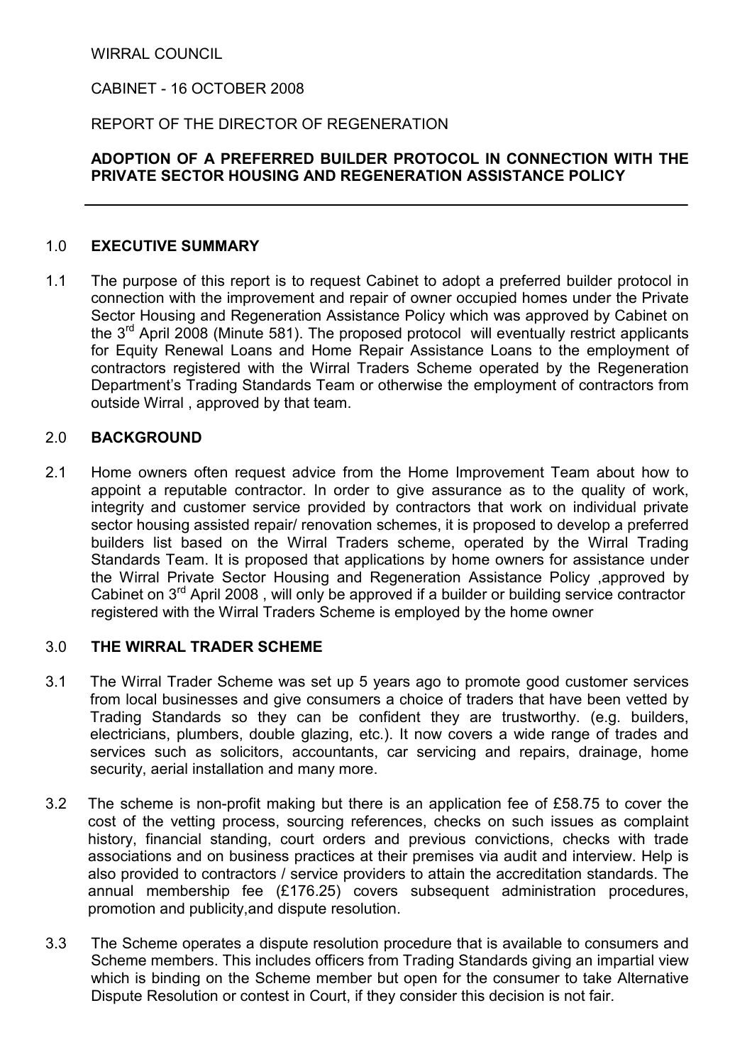WIRRAL COUNCIL

CABINET - 16 OCTOBER 2008

REPORT OF THE DIRECTOR OF REGENERATION

**ADOPTION OF A PREFERRED BUILDER PROTOCOL IN CONNECTION WITH THE PRIVATE SECTOR HOUSING AND REGENERATION ASSISTANCE POLICY**

## 1.0 EXECUTIVE SUMMARY

1.1 The purpose of this report is to request Cabinet to adopt a preferred builder protocol in connection with the improvement and repair of owner occupied homes under the Private Sector Housing and Regeneration Assistance Policy which was approved by Cabinet on the 3rd April 2008 (Minute 581). The proposed protocol will eventually restrict applicants for Equity Renewal Loans and Home Repair Assistance Loans to the employment of contractors registered with the Wirral Traders Scheme operated by the Regeneration Department's Trading Standards Team or otherwise the employment of contractors from outside Wirral , approved by that team.

## 2.0 BACKGROUND

2.1 Home owners often request advice from the Home Improvement Team about how to appoint a reputable contractor. In order to give assurance as to the quality of work, integrity and customer service provided by contractors that work on individual private sector housing assisted repair/ renovation schemes, it is proposed to develop a preferred builders list based on the Wirral Traders scheme, operated by the Wirral Trading Standards Team. It is proposed that applications by home owners for assistance under the Wirral Private Sector Housing and Regeneration Assistance Policy ,approved by Cabinet on 3rd April 2008 , will only be approved if a builder or building service contractor registered with the Wirral Traders Scheme is employed by the home owner

## 3.0 THE WIRRAL TRADER SCHEME

3.1 The Wirral Trader Scheme was set up 5 years ago to promote good customer services from local businesses and give consumers a choice of traders that have been vetted by Trading Standards so they can be confident they are trustworthy. (e.g. builders, electricians, plumbers, double glazing, etc.). It now covers a wide range of trades and services such as solicitors, accountants, car servicing and repairs, drainage, home security, aerial installation and many more.

3.2 The scheme is non-profit making but there is an application fee of £58.75 to cover the cost of the vetting process, sourcing references, checks on such issues as complaint history, financial standing, court orders and previous convictions, checks with trade associations and on business practices at their premises via audit and interview. Help is also provided to contractors / service providers to attain the accreditation standards. The annual membership fee (£176.25) covers subsequent administration procedures, promotion and publicity,and dispute resolution.

3.3 The Scheme operates a dispute resolution procedure that is available to consumers and Scheme members. This includes officers from Trading Standards giving an impartial view which is binding on the Scheme member but open for the consumer to take Alternative Dispute Resolution or contest in Court, if they consider this decision is not fair.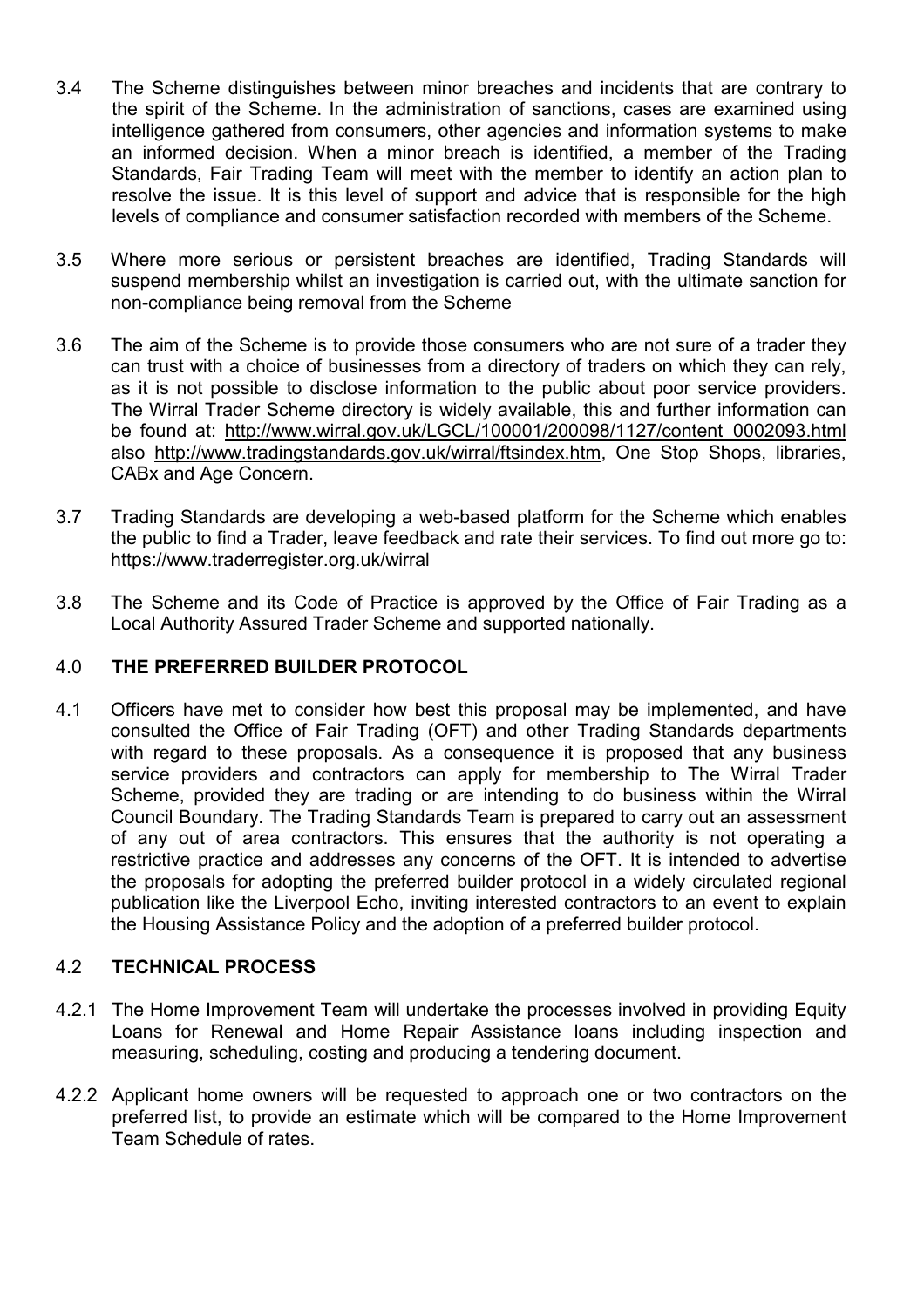3.4 The Scheme distinguishes between minor breaches and incidents that are contrary to the spirit of the Scheme. In the administration of sanctions, cases are examined using intelligence gathered from consumers, other agencies and information systems to make an informed decision. When a minor breach is identified, a member of the Trading Standards, Fair Trading Team will meet with the member to identify an action plan to resolve the issue. It is this level of support and advice that is responsible for the high levels of compliance and consumer satisfaction recorded with members of the Scheme.

3.5 Where more serious or persistent breaches are identified, Trading Standards will suspend membership whilst an investigation is carried out, with the ultimate sanction for non-compliance being removal from the Scheme

3.6 The aim of the Scheme is to provide those consumers who are not sure of a trader they can trust with a choice of businesses from a directory of traders on which they can rely, as it is not possible to disclose information to the public about poor service providers. The Wirral Trader Scheme directory is widely available, this and further information can be found at: http://www.wirral.gov.uk/LGCL/100001/200098/1127/content_0002093.html also http://www.tradingstandards.gov.uk/wirral/ftsindex.htm, One Stop Shops, libraries, CABx and Age Concern.

3.7 Trading Standards are developing a web-based platform for the Scheme which enables the public to find a Trader, leave feedback and rate their services. To find out more go to: https://www.traderregister.org.uk/wirral

3.8 The Scheme and its Code of Practice is approved by the Office of Fair Trading as a Local Authority Assured Trader Scheme and supported nationally.

## 4.0 THE PREFERRED BUILDER PROTOCOL

4.1 Officers have met to consider how best this proposal may be implemented, and have consulted the Office of Fair Trading (OFT) and other Trading Standards departments with regard to these proposals. As a consequence it is proposed that any business service providers and contractors can apply for membership to The Wirral Trader Scheme, provided they are trading or are intending to do business within the Wirral Council Boundary. The Trading Standards Team is prepared to carry out an assessment of any out of area contractors. This ensures that the authority is not operating a restrictive practice and addresses any concerns of the OFT. It is intended to advertise the proposals for adopting the preferred builder protocol in a widely circulated regional publication like the Liverpool Echo, inviting interested contractors to an event to explain the Housing Assistance Policy and the adoption of a preferred builder protocol.

### 4.2 TECHNICAL PROCESS

4.2.1 The Home Improvement Team will undertake the processes involved in providing Equity Loans for Renewal and Home Repair Assistance loans including inspection and measuring, scheduling, costing and producing a tendering document.

4.2.2 Applicant home owners will be requested to approach one or two contractors on the preferred list, to provide an estimate which will be compared to the Home Improvement Team Schedule of rates.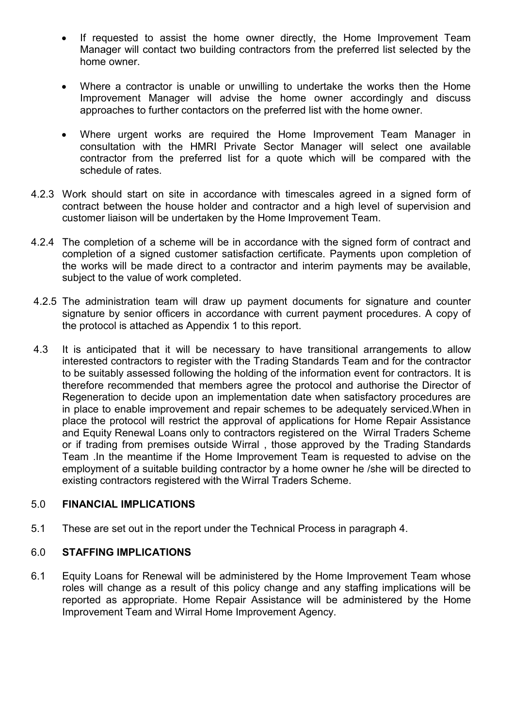- If requested to assist the home owner directly, the Home Improvement Team Manager will contact two building contractors from the preferred list selected by the home owner.

- Where a contractor is unable or unwilling to undertake the works then the Home Improvement Manager will advise the home owner accordingly and discuss approaches to further contactors on the preferred list with the home owner.

- Where urgent works are required the Home Improvement Team Manager in consultation with the HMRI Private Sector Manager will select one available contractor from the preferred list for a quote which will be compared with the schedule of rates.

4.2.3 Work should start on site in accordance with timescales agreed in a signed form of contract between the house holder and contractor and a high level of supervision and customer liaison will be undertaken by the Home Improvement Team.

4.2.4 The completion of a scheme will be in accordance with the signed form of contract and completion of a signed customer satisfaction certificate. Payments upon completion of the works will be made direct to a contractor and interim payments may be available, subject to the value of work completed.

4.2.5 The administration team will draw up payment documents for signature and counter signature by senior officers in accordance with current payment procedures. A copy of the protocol is attached as Appendix 1 to this report.

4.3 It is anticipated that it will be necessary to have transitional arrangements to allow interested contractors to register with the Trading Standards Team and for the contractor to be suitably assessed following the holding of the information event for contractors. It is therefore recommended that members agree the protocol and authorise the Director of Regeneration to decide upon an implementation date when satisfactory procedures are in place to enable improvement and repair schemes to be adequately serviced.When in place the protocol will restrict the approval of applications for Home Repair Assistance and Equity Renewal Loans only to contractors registered on the Wirral Traders Scheme or if trading from premises outside Wirral , those approved by the Trading Standards Team .In the meantime if the Home Improvement Team is requested to advise on the employment of a suitable building contractor by a home owner he /she will be directed to existing contractors registered with the Wirral Traders Scheme.

## 5.0 FINANCIAL IMPLICATIONS

5.1 These are set out in the report under the Technical Process in paragraph 4.

## 6.0 STAFFING IMPLICATIONS

6.1 Equity Loans for Renewal will be administered by the Home Improvement Team whose roles will change as a result of this policy change and any staffing implications will be reported as appropriate. Home Repair Assistance will be administered by the Home Improvement Team and Wirral Home Improvement Agency.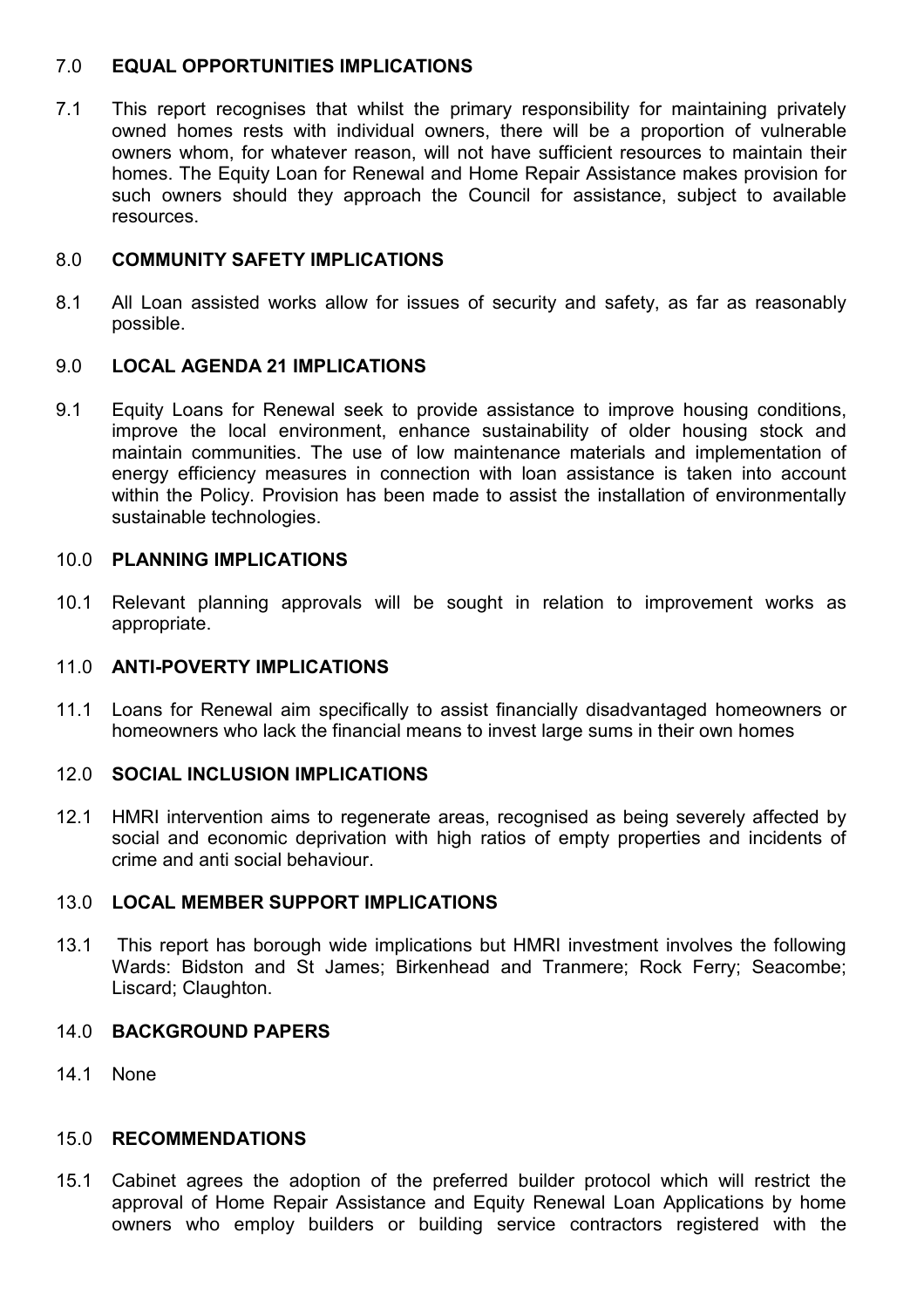## 7.0 EQUAL OPPORTUNITIES IMPLICATIONS

7.1 This report recognises that whilst the primary responsibility for maintaining privately owned homes rests with individual owners, there will be a proportion of vulnerable owners whom, for whatever reason, will not have sufficient resources to maintain their homes. The Equity Loan for Renewal and Home Repair Assistance makes provision for such owners should they approach the Council for assistance, subject to available resources.

## 8.0 COMMUNITY SAFETY IMPLICATIONS

8.1 All Loan assisted works allow for issues of security and safety, as far as reasonably possible.

## 9.0 LOCAL AGENDA 21 IMPLICATIONS

9.1 Equity Loans for Renewal seek to provide assistance to improve housing conditions, improve the local environment, enhance sustainability of older housing stock and maintain communities. The use of low maintenance materials and implementation of energy efficiency measures in connection with loan assistance is taken into account within the Policy. Provision has been made to assist the installation of environmentally sustainable technologies.

## 10.0 PLANNING IMPLICATIONS

10.1 Relevant planning approvals will be sought in relation to improvement works as appropriate.

## 11.0 ANTI-POVERTY IMPLICATIONS

11.1 Loans for Renewal aim specifically to assist financially disadvantaged homeowners or homeowners who lack the financial means to invest large sums in their own homes

## 12.0 SOCIAL INCLUSION IMPLICATIONS

12.1 HMRI intervention aims to regenerate areas, recognised as being severely affected by social and economic deprivation with high ratios of empty properties and incidents of crime and anti social behaviour.

## 13.0 LOCAL MEMBER SUPPORT IMPLICATIONS

13.1 This report has borough wide implications but HMRI investment involves the following Wards: Bidston and St James; Birkenhead and Tranmere; Rock Ferry; Seacombe; Liscard; Claughton.

## 14.0 BACKGROUND PAPERS

14.1 None

## 15.0 RECOMMENDATIONS

15.1 Cabinet agrees the adoption of the preferred builder protocol which will restrict the approval of Home Repair Assistance and Equity Renewal Loan Applications by home owners who employ builders or building service contractors registered with the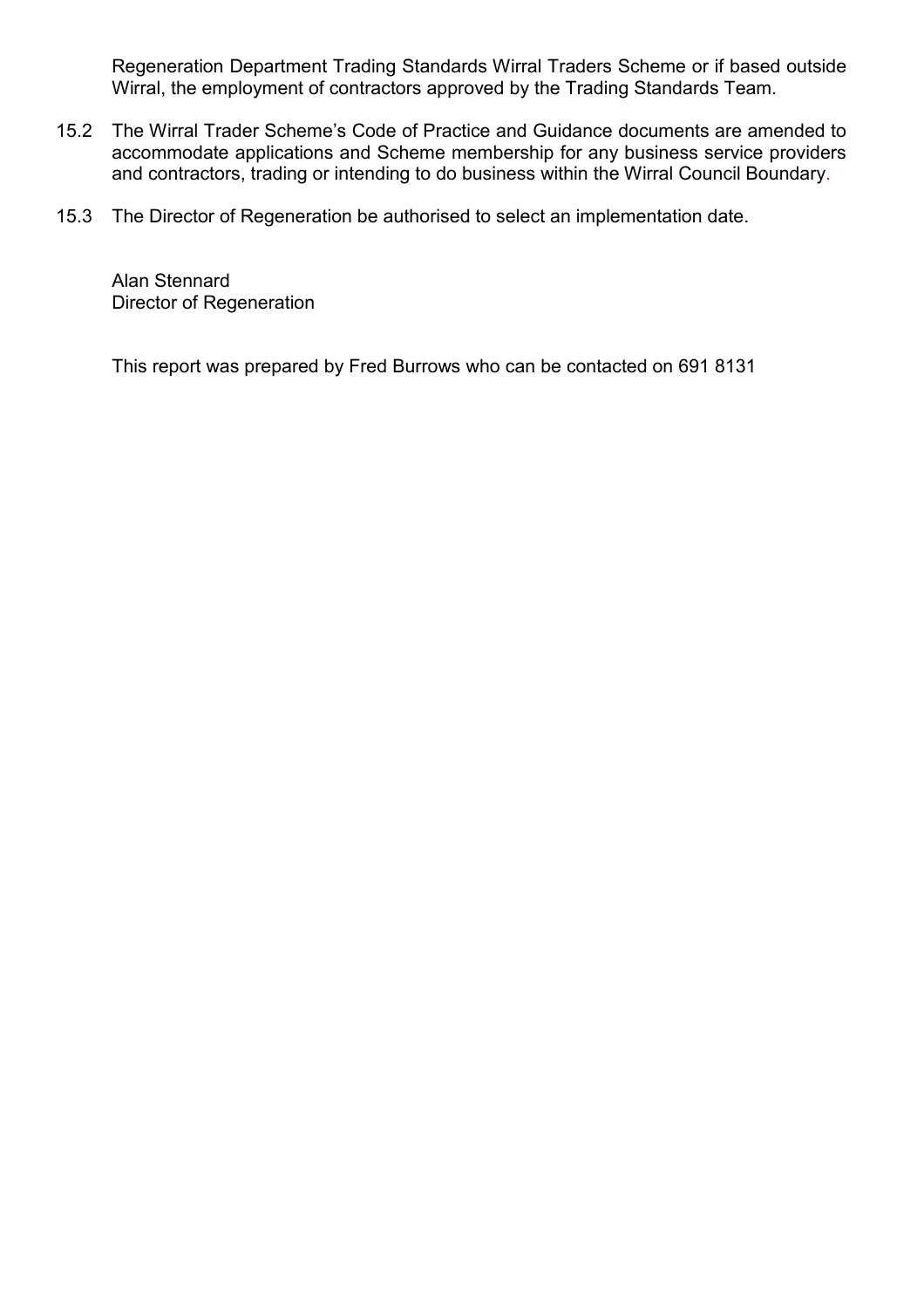Regeneration Department Trading Standards Wirral Traders Scheme or if based outside Wirral, the employment of contractors approved by the Trading Standards Team.

15.2 The Wirral Trader Scheme's Code of Practice and Guidance documents are amended to accommodate applications and Scheme membership for any business service providers and contractors, trading or intending to do business within the Wirral Council Boundary.

15.3 The Director of Regeneration be authorised to select an implementation date.

Alan Stennard
Director of Regeneration

This report was prepared by Fred Burrows who can be contacted on 691 8131